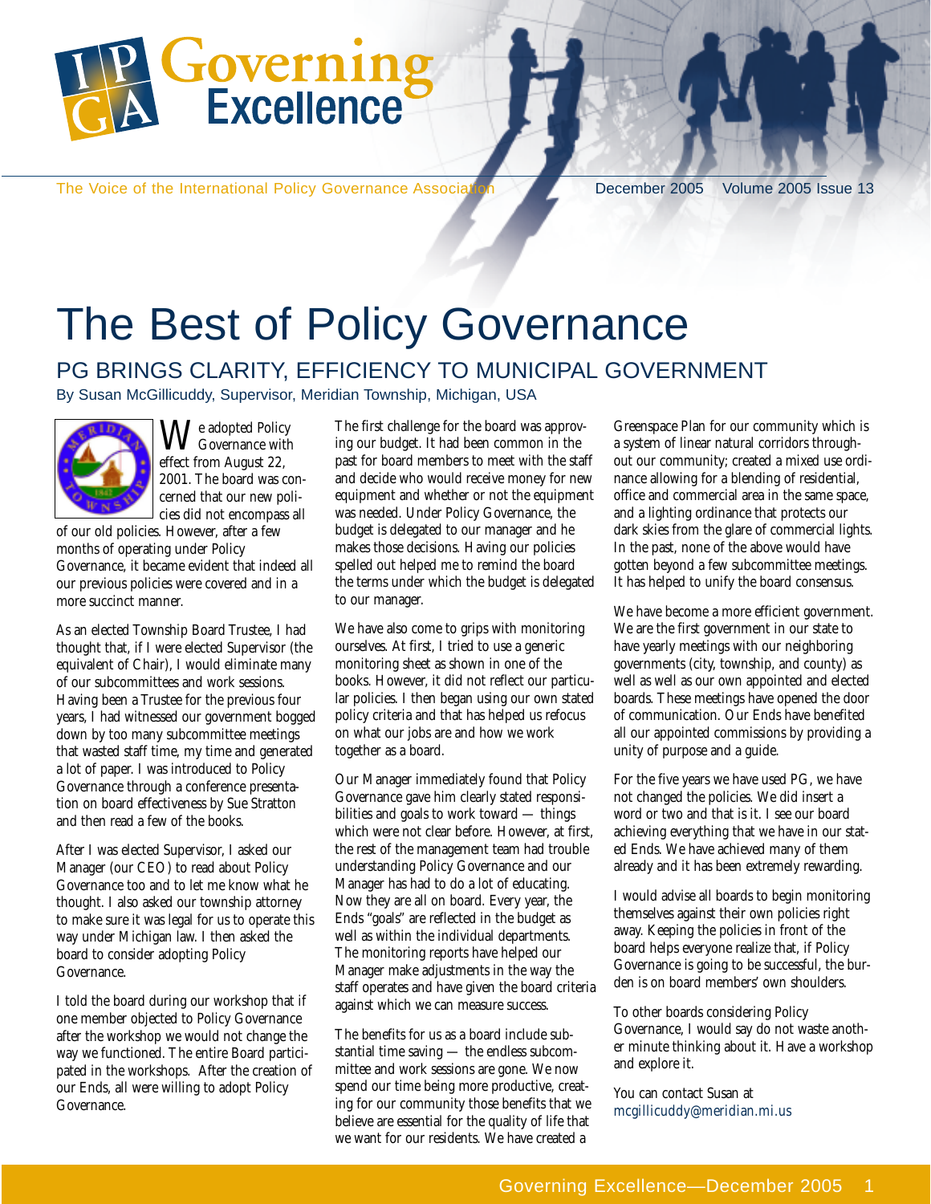# Governing Excellence

The Voice of the International Policy Governance Association

December 2005 Volume 2005 Issue 13

# The Best of Policy Governance

## PG BRINGS CLARITY, EFFICIENCY TO MUNICIPAL GOVERNMENT

By Susan McGillicuddy, Supervisor, Meridian Township, Michigan, USA

We adopted Policy Governance with effect from August 22, 2001. The board was concerned that our new policies did not encompass all of our old policies. However, after a few months of operating under Policy Governance, it became evident that indeed all our previous policies were covered and in a more succinct manner.

As an elected Township Board Trustee, I had thought that, if I were elected Supervisor (the equivalent of Chair), I would eliminate many of our subcommittees and work sessions. Having been a Trustee for the previous four years, I had witnessed our government bogged down by too many subcommittee meetings that wasted staff time, my time and generated a lot of paper. I was introduced to Policy Governance through a conference presentation on board effectiveness by Sue Stratton and then read a few of the books.

After I was elected Supervisor, I asked our Manager (our CEO) to read about Policy Governance too and to let me know what he thought. I also asked our township attorney to make sure it was legal for us to operate this way under Michigan law. I then asked the board to consider adopting Policy Governance.

I told the board during our workshop that if one member objected to Policy Governance after the workshop we would not change the way we functioned. The entire Board participated in the workshops. After the creation of our Ends, all were willing to adopt Policy Governance.

The first challenge for the board was approving our budget. It had been common in the past for board members to meet with the staff and decide who would receive money for new equipment and whether or not the equipment was needed. Under Policy Governance, the budget is delegated to our manager and he makes those decisions. Having our policies spelled out helped me to remind the board the terms under which the budget is delegated to our manager.

We have also come to grips with monitoring ourselves. At first, I tried to use a generic monitoring sheet as shown in one of the books. However, it did not reflect our particular policies. I then began using our own stated policy criteria and that has helped us refocus on what our jobs are and how we work together as a board.

Our Manager immediately found that Policy Governance gave him clearly stated responsibilities and goals to work toward — things which were not clear before. However, at first, the rest of the management team had trouble understanding Policy Governance and our Manager has had to do a lot of educating. Now they are all on board. Every year, the Ends "goals" are reflected in the budget as well as within the individual departments. The monitoring reports have helped our Manager make adjustments in the way the staff operates and have given the board criteria against which we can measure success.

The benefits for us as a board include substantial time saving — the endless subcommittee and work sessions are gone. We now spend our time being more productive, creating for our community those benefits that we believe are essential for the quality of life that we want for our residents. We have created a Greenspace Plan for our community which is a system of linear natural corridors throughout our community; created a mixed use ordinance allowing for a blending of residential, office and commercial area in the same space, and a lighting ordinance that protects our dark skies from the glare of commercial lights. In the past, none of the above would have gotten beyond a few subcommittee meetings. It has helped to unify the board consensus.

We have become a more efficient government. We are the first government in our state to have yearly meetings with our neighboring governments (city, township, and county) as well as well as our own appointed and elected boards. These meetings have opened the door of communication. Our Ends have benefited all our appointed commissions by providing a unity of purpose and a guide.

For the five years we have used PG, we have not changed the policies. We did insert a word or two and that is it. I see our board achieving everything that we have in our stated Ends. We have achieved many of them already and it has been extremely rewarding.

I would advise all boards to begin monitoring themselves against their own policies right away. Keeping the policies in front of the board helps everyone realize that, if Policy Governance is going to be successful, the burden is on board members' own shoulders.

To other boards considering Policy Governance, I would say do not waste another minute thinking about it. Have a workshop and explore it.

You can contact Susan at mcgillicuddy@meridian.mi.us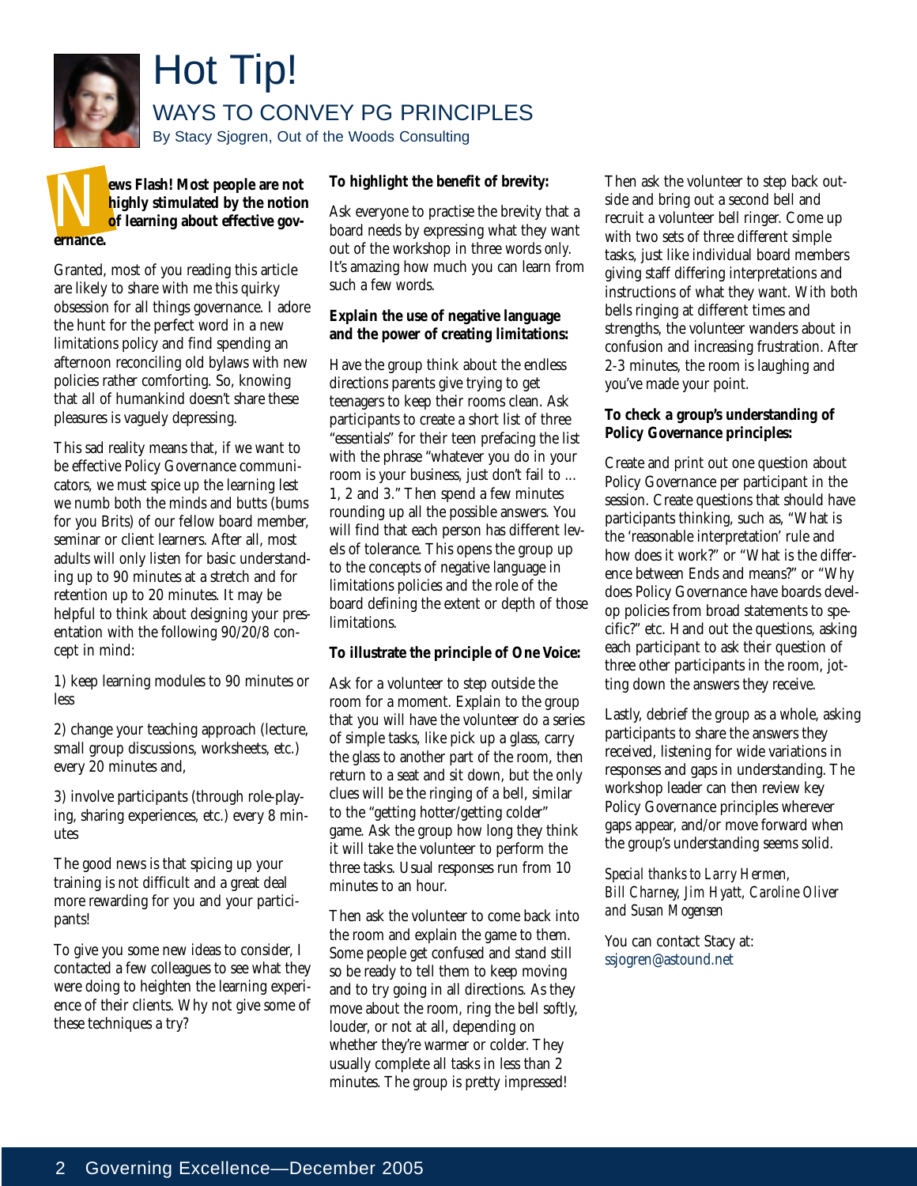# Hot Tip!

## WAYS TO CONVEY PG PRINCIPLES

By Stacy Sjogren, Out of the Woods Consulting

**News Flash! Most people are not highly stimulated by the notion of learning about effective governance.**

Granted, most of you reading this article are likely to share with me this quirky obsession for all things governance. I adore the hunt for the perfect word in a new limitations policy and find spending an afternoon reconciling old bylaws with new policies rather comforting. So, knowing that all of humankind doesn't share these pleasures is vaguely depressing.

This sad reality means that, if we want to be effective Policy Governance communicators, we must spice up the learning lest we numb both the minds and butts (bums for you Brits) of our fellow board member, seminar or client learners. After all, most adults will only listen for basic understanding up to 90 minutes at a stretch and for retention up to 20 minutes. It may be helpful to think about designing your presentation with the following 90/20/8 concept in mind:

1) keep learning modules to 90 minutes or less

2) change your teaching approach (lecture, small group discussions, worksheets, etc.) every 20 minutes and,

3) involve participants (through role-playing, sharing experiences, etc.) every 8 minutes

The good news is that spicing up your training is not difficult and a great deal more rewarding for you and your participants!

To give you some new ideas to consider, I contacted a few colleagues to see what they were doing to heighten the learning experience of their clients. Why not give some of these techniques a try?

**To highlight the benefit of brevity:**

Ask everyone to practise the brevity that a board needs by expressing what they want out of the workshop in three words *only*. It's amazing how much you can learn from such a few words.

**Explain the use of negative language and the power of creating limitations:**

Have the group think about the endless directions parents give trying to get teenagers to keep their rooms clean. Ask participants to create a short list of three "essentials" for their teen prefacing the list with the phrase "whatever you do in your room is your business, just don't fail to ... 1, 2 and 3." Then spend a few minutes rounding up all the possible answers. You will find that each person has different levels of tolerance. This opens the group up to the concepts of negative language in limitations policies and the role of the board defining the extent or depth of those limitations.

**To illustrate the principle of One Voice:**

Ask for a volunteer to step outside the room for a moment. Explain to the group that you will have the volunteer do a series of simple tasks, like pick up a glass, carry the glass to another part of the room, then return to a seat and sit down, but the only clues will be the ringing of a bell, similar to the "getting hotter/getting colder" game. Ask the group how long they think it will take the volunteer to perform the three tasks. Usual responses run from 10 minutes to an hour.

Then ask the volunteer to come back into the room and explain the game to them. Some people get confused and stand still so be ready to tell them to keep moving and to try going in all directions. As they move about the room, ring the bell softly, louder, or not at all, depending on whether they're warmer or colder. They usually complete all tasks in less than 2 minutes. The group is pretty impressed!

Then ask the volunteer to step back outside and bring out a second bell and recruit a volunteer bell ringer. Come up with two sets of three different simple tasks, just like individual board members giving staff differing interpretations and instructions of what they want. With both bells ringing at different times and strengths, the volunteer wanders about in confusion and increasing frustration. After 2-3 minutes, the room is laughing and you've made your point.

**To check a group's understanding of Policy Governance principles:**

Create and print out one question about Policy Governance per participant in the session. Create questions that should have participants thinking, such as, "What is the 'reasonable interpretation' rule and how does it work?" or "What is the difference between Ends and means?" or "Why does Policy Governance have boards develop policies from broad statements to specific?" etc. Hand out the questions, asking each participant to ask their question of three other participants in the room, jotting down the answers they receive.

Lastly, debrief the group as a whole, asking participants to share the answers they received, listening for wide variations in responses and gaps in understanding. The workshop leader can then review key Policy Governance principles wherever gaps appear, and/or move forward when the group's understanding seems solid.

*Special thanks to Larry Hermen, Bill Charney, Jim Hyatt, Caroline Oliver and Susan Mogensen*

You can contact Stacy at: ssjogren@astound.net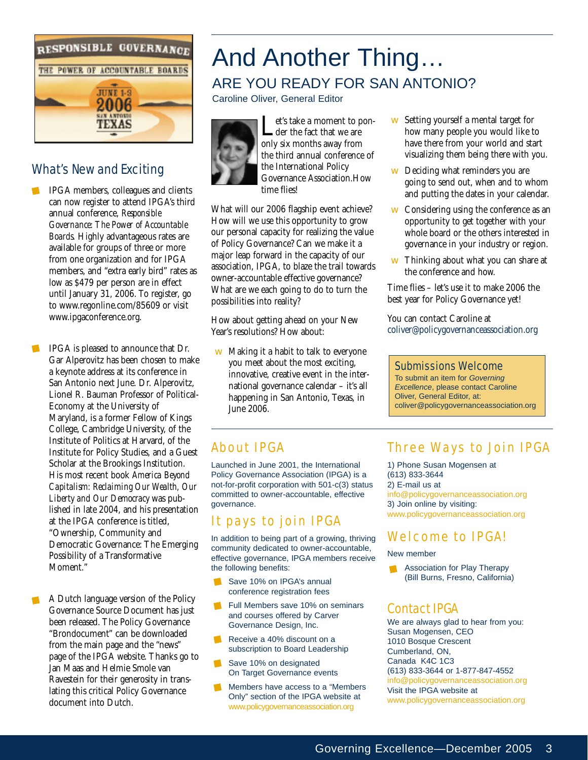# And Another Thing…

## ARE YOU READY FOR SAN ANTONIO?

Caroline Oliver, General Editor

Let's take a moment to ponder the fact that we are only six months away from the third annual conference of the International Policy Governance Association. How time flies!

What will our 2006 flagship event achieve? How will we use this opportunity to grow our personal capacity for realizing the value of Policy Governance? Can we make it a major leap forward in the capacity of our association, IPGA, to blaze the trail towards owner-accountable effective governance? What are we each going to do to turn the possibilities into reality?

How about getting ahead on your New Year's resolutions? How about:

- Making it a habit to talk to everyone you meet about the most exciting, innovative, creative event in the international governance calendar – it's all happening in San Antonio, Texas, in June 2006.
- Setting yourself a mental target for how many people you would like to have there from your world and start visualizing them being there with you.
- Deciding what reminders you are going to send out, when and to whom and putting the dates in your calendar.
- Considering using the conference as an opportunity to get together with your whole board or the others interested in governance in your industry or region.
- Thinking about what you can share at the conference and how.

Time flies – let's use it to make 2006 the best year for Policy Governance yet!

You can contact Caroline at coliver@policygovernanceassociation.org

### Submissions Welcome

To submit an item for *Governing Excellence*, please contact Caroline Oliver, General Editor, at: coliver@policygovernanceassociation.org

## What's New and Exciting

- IPGA members, colleagues and clients can now register to attend IPGA's third annual conference, *Responsible Governance: The Power of Accountable Boards*. Highly advantageous rates are available for groups of three or more from one organization and for IPGA members, and "extra early bird" rates as low as $479 per person are in effect until January 31, 2006. To register, go to www.regonline.com/85609 or visit www.ipgaconference.org.
- IPGA is pleased to announce that Dr. Gar Alperovitz has been chosen to make a keynote address at its conference in San Antonio next June. Dr. Alperovitz, Lionel R. Bauman Professor of Political-Economy at the University of Maryland, is a former Fellow of Kings College, Cambridge University, of the Institute of Politics at Harvard, of the Institute for Policy Studies, and a Guest Scholar at the Brookings Institution. His most recent book *America Beyond Capitalism: Reclaiming Our Wealth, Our Liberty and Our Democracy* was published in late 2004, and his presentation at the IPGA conference is titled, "Ownership, Community and Democratic Governance: The Emerging Possibility of a Transformative Moment."
- A Dutch language version of the Policy Governance Source Document has just been released. The Policy Governance "Brondocument" can be downloaded from the main page and the "news" page of the IPGA website. Thanks go to Jan Maas and Helmie Smole van Ravestein for their generosity in translating this critical Policy Governance document into Dutch.

## About IPGA

Launched in June 2001, the International Policy Governance Association (IPGA) is a not-for-profit corporation with 501-c(3) status committed to owner-accountable, effective governance.

## It pays to join IPGA

In addition to being part of a growing, thriving community dedicated to owner-accountable, effective governance, IPGA members receive the following benefits:

- Save 10% on IPGA's annual conference registration fees
- Full Members save 10% on seminars and courses offered by Carver Governance Design, Inc.
- Receive a 40% discount on a subscription to Board Leadership
- Save 10% on designated On Target Governance events
- Members have access to a "Members Only" section of the IPGA website at www.policygovernanceassociation.org

## Three Ways to Join IPGA

1) Phone Susan Mogensen at (613) 833-3644
2) E-mail us at info@policygovernanceassociation.org
3) Join online by visiting: www.policygovernanceassociation.org

## Welcome to IPGA!

New member

- Association for Play Therapy (Bill Burns, Fresno, California)

## Contact IPGA

We are always glad to hear from you:
Susan Mogensen, CEO
1010 Bosque Crescent
Cumberland, ON,
Canada K4C 1C3
(613) 833-3644 or 1-877-847-4552
info@policygovernanceassociation.org
Visit the IPGA website at
www.policygovernanceassociation.org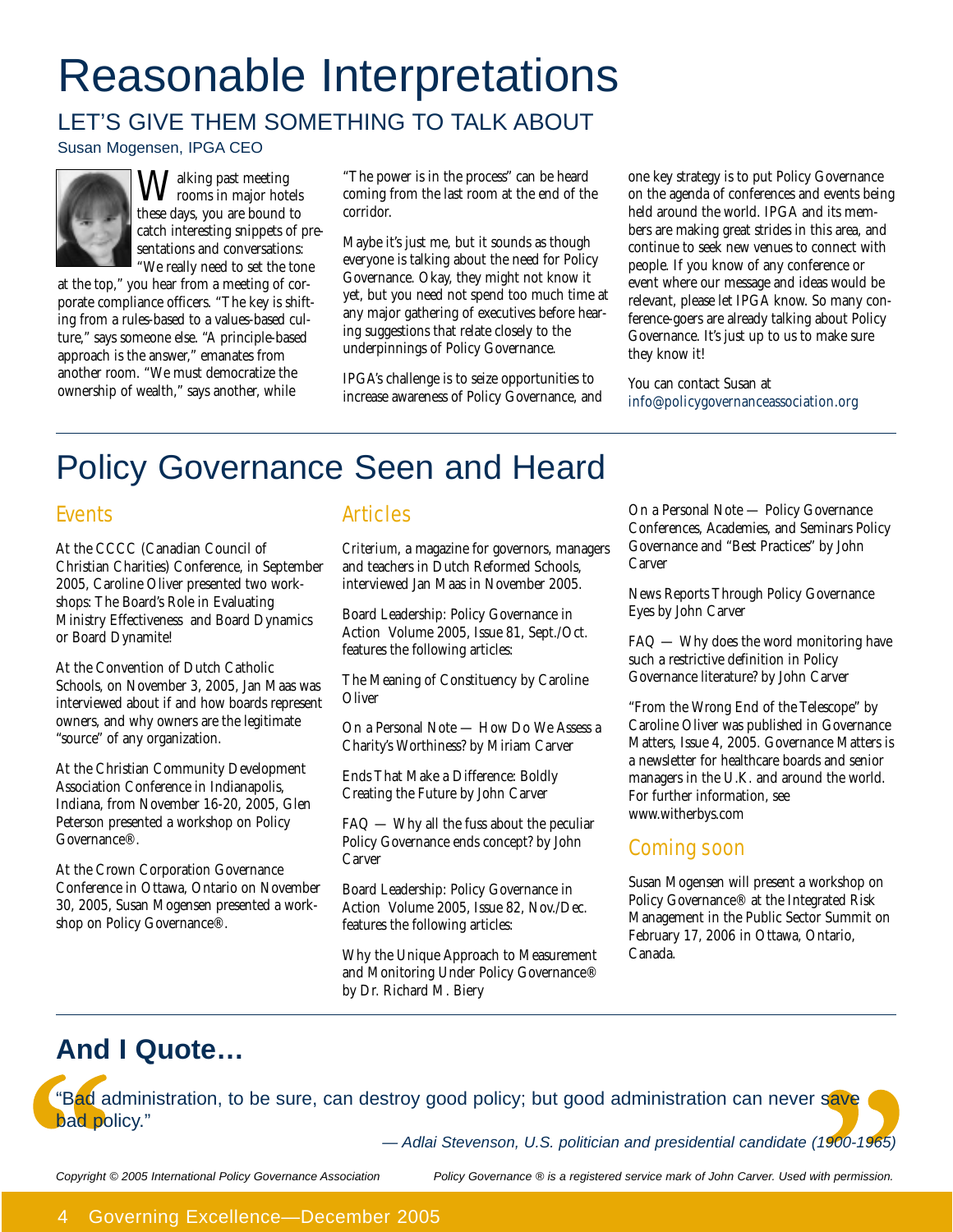# Reasonable Interpretations

## LET'S GIVE THEM SOMETHING TO TALK ABOUT

Susan Mogensen, IPGA CEO

Walking past meeting rooms in major hotels these days, you are bound to catch interesting snippets of presentations and conversations: "We really need to set the tone at the top," you hear from a meeting of corporate compliance officers. "The key is shifting from a rules-based to a values-based culture," says someone else. "A principle-based approach is the answer," emanates from another room. "We must democratize the ownership of wealth," says another, while "The power is in the process" can be heard coming from the last room at the end of the corridor.

Maybe it's just me, but it sounds as though everyone is talking about the need for Policy Governance. Okay, they might not know it yet, but you need not spend too much time at any major gathering of executives before hearing suggestions that relate closely to the underpinnings of Policy Governance.

IPGA's challenge is to seize opportunities to increase awareness of Policy Governance, and one key strategy is to put Policy Governance on the agenda of conferences and events being held around the world. IPGA and its members are making great strides in this area, and continue to seek new venues to connect with people. If you know of any conference or event where our message and ideas would be relevant, please let IPGA know. So many conference-goers are already talking about Policy Governance. It's just up to us to make sure they know it!

You can contact Susan at info@policygovernanceassociation.org

# Policy Governance Seen and Heard

## Events

At the CCCC (Canadian Council of Christian Charities) Conference, in September 2005, Caroline Oliver presented two workshops: The Board's Role in Evaluating Ministry Effectiveness and Board Dynamics or Board Dynamite!

At the Convention of Dutch Catholic Schools, on November 3, 2005, Jan Maas was interviewed about if and how boards represent owners, and why owners are the legitimate "source" of any organization.

At the Christian Community Development Association Conference in Indianapolis, Indiana, from November 16-20, 2005, Glen Peterson presented a workshop on Policy Governance®.

At the Crown Corporation Governance Conference in Ottawa, Ontario on November 30, 2005, Susan Mogensen presented a workshop on Policy Governance®.

## Articles

*Criterium*, a magazine for governors, managers and teachers in Dutch Reformed Schools, interviewed Jan Maas in November 2005.

Board Leadership: Policy Governance in Action Volume 2005, Issue 81, Sept./Oct. features the following articles:

The Meaning of Constituency by Caroline Oliver

On a Personal Note — How Do We Assess a Charity's Worthiness? by Miriam Carver

Ends That Make a Difference: Boldly Creating the Future by John Carver

FAQ — Why all the fuss about the peculiar Policy Governance ends concept? by John Carver

Board Leadership: Policy Governance in Action Volume 2005, Issue 82, Nov./Dec. features the following articles:

Why the Unique Approach to Measurement and Monitoring Under Policy Governance® by Dr. Richard M. Biery

On a Personal Note — Policy Governance Conferences, Academies, and Seminars Policy Governance and "Best Practices" by John Carver

News Reports Through Policy Governance Eyes by John Carver

FAQ — Why does the word monitoring have such a restrictive definition in Policy Governance literature? by John Carver

"From the Wrong End of the Telescope" by Caroline Oliver was published in Governance Matters, Issue 4, 2005. Governance Matters is a newsletter for healthcare boards and senior managers in the U.K. and around the world. For further information, see www.witherbys.com

## Coming soon

Susan Mogensen will present a workshop on Policy Governance® at the Integrated Risk Management in the Public Sector Summit on February 17, 2006 in Ottawa, Ontario, Canada.

# And I Quote…

"Bad administration, to be sure, can destroy good policy; but good administration can never save bad policy."

*— Adlai Stevenson, U.S. politician and presidential candidate (1900-1965)*

*Copyright © 2005 International Policy Governance Association*

*Policy Governance ® is a registered service mark of John Carver. Used with permission.*